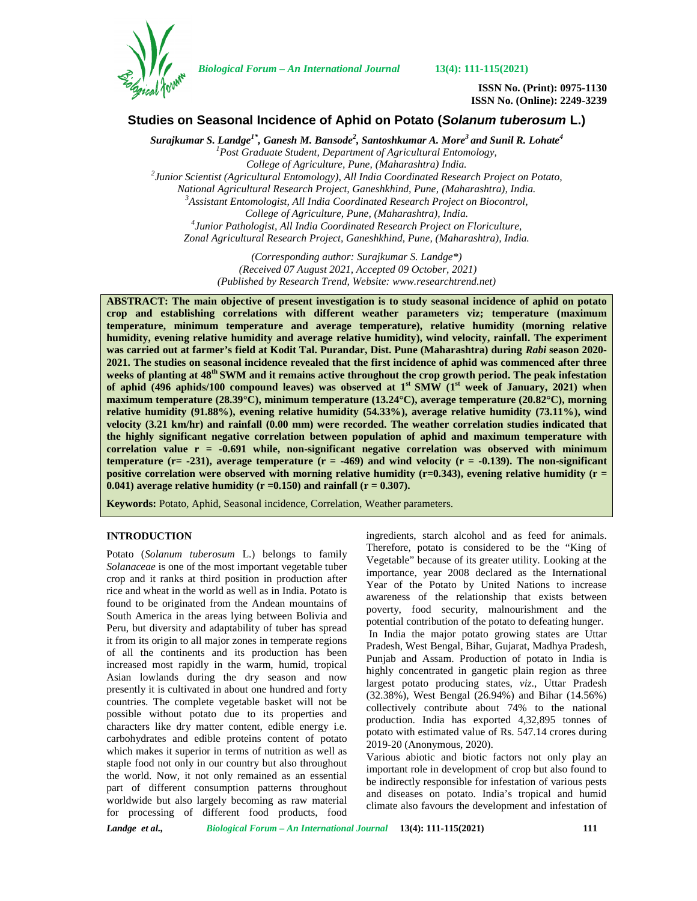# Studies on Seasonal Incidence of Aphid on Potato (*Solanum tuberosum* L.)

***Surajkumar S. Landge[1*], Ganesh M. Bansode[2], Santoshkumar A. More[3] and Sunil R. Lohate[4]***

[1]*Post Graduate Student, Department of Agricultural Entomology, College of Agriculture, Pune, (Maharashtra) India.*
[2]*Junior Scientist (Agricultural Entomology), All India Coordinated Research Project on Potato, National Agricultural Research Project, Ganeshkhind, Pune, (Maharashtra), India.*
[3]*Assistant Entomologist, All India Coordinated Research Project on Biocontrol, College of Agriculture, Pune, (Maharashtra), India.*
[4]*Junior Pathologist, All India Coordinated Research Project on Floriculture, Zonal Agricultural Research Project, Ganeshkhind, Pune, (Maharashtra), India.*

*(Corresponding author: Surajkumar S. Landge\*)*
*(Received 07 August 2021, Accepted 09 October, 2021)*
*(Published by Research Trend, Website: www.researchtrend.net)*

**ABSTRACT: The main objective of present investigation is to study seasonal incidence of aphid on potato crop and establishing correlations with different weather parameters viz; temperature (maximum temperature, minimum temperature and average temperature), relative humidity (morning relative humidity, evening relative humidity and average relative humidity), wind velocity, rainfall. The experiment was carried out at farmer's field at Kodit Tal. Purandar, Dist. Pune (Maharashtra) during *Rabi* season 2020-2021. The studies on seasonal incidence revealed that the first incidence of aphid was commenced after three weeks of planting at 48$^{th}$ SWM and it remains active throughout the crop growth period. The peak infestation of aphid (496 aphids/100 compound leaves) was observed at 1$^{st}$ SMW (1$^{st}$ week of January, 2021) when maximum temperature (28.39°C), minimum temperature (13.24°C), average temperature (20.82°C), morning relative humidity (91.88%), evening relative humidity (54.33%), average relative humidity (73.11%), wind velocity (3.21 km/hr) and rainfall (0.00 mm) were recorded. The weather correlation studies indicated that the highly significant negative correlation between population of aphid and maximum temperature with correlation value r = -0.691 while, non-significant negative correlation was observed with minimum temperature (r= -231), average temperature (r = -469) and wind velocity (r = -0.139). The non-significant positive correlation were observed with morning relative humidity (r=0.343), evening relative humidity (r = 0.041) average relative humidity (r =0.150) and rainfall (r = 0.307).**

**Keywords:** Potato, Aphid, Seasonal incidence, Correlation, Weather parameters.

## INTRODUCTION

Potato (*Solanum tuberosum* L.) belongs to family *Solanaceae* is one of the most important vegetable tuber crop and it ranks at third position in production after rice and wheat in the world as well as in India. Potato is found to be originated from the Andean mountains of South America in the areas lying between Bolivia and Peru, but diversity and adaptability of tuber has spread it from its origin to all major zones in temperate regions of all the continents and its production has been increased most rapidly in the warm, humid, tropical Asian lowlands during the dry season and now presently it is cultivated in about one hundred and forty countries. The complete vegetable basket will not be possible without potato due to its properties and characters like dry matter content, edible energy i.e. carbohydrates and edible proteins content of potato which makes it superior in terms of nutrition as well as staple food not only in our country but also throughout the world. Now, it not only remained as an essential part of different consumption patterns throughout worldwide but also largely becoming as raw material for processing of different food products, food ingredients, starch alcohol and as feed for animals. Therefore, potato is considered to be the "King of Vegetable" because of its greater utility. Looking at the importance, year 2008 declared as the International Year of the Potato by United Nations to increase awareness of the relationship that exists between poverty, food security, malnourishment and the potential contribution of the potato to defeating hunger.

In India the major potato growing states are Uttar Pradesh, West Bengal, Bihar, Gujarat, Madhya Pradesh, Punjab and Assam. Production of potato in India is highly concentrated in gangetic plain region as three largest potato producing states, *viz*., Uttar Pradesh (32.38%), West Bengal (26.94%) and Bihar (14.56%) collectively contribute about 74% to the national production. India has exported 4,32,895 tonnes of potato with estimated value of Rs. 547.14 crores during 2019-20 (Anonymous, 2020).

Various abiotic and biotic factors not only play an important role in development of crop but also found to be indirectly responsible for infestation of various pests and diseases on potato. India's tropical and humid climate also favours the development and infestation of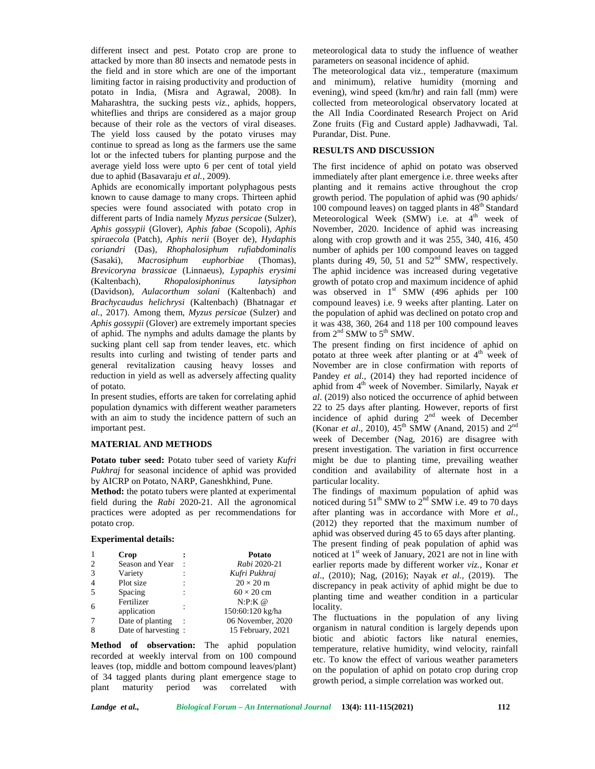different insect and pest. Potato crop are prone to attacked by more than 80 insects and nematode pests in the field and in store which are one of the important limiting factor in raising productivity and production of potato in India, (Misra and Agrawal, 2008). In Maharashtra, the sucking pests *viz.*, aphids, hoppers, whiteflies and thrips are considered as a major group because of their role as the vectors of viral diseases. The yield loss caused by the potato viruses may continue to spread as long as the farmers use the same lot or the infected tubers for planting purpose and the average yield loss were upto 6 per cent of total yield due to aphid (Basavaraju *et al.*, 2009).

Aphids are economically important polyphagous pests known to cause damage to many crops. Thirteen aphid species were found associated with potato crop in different parts of India namely *Myzus persicae* (Sulzer), *Aphis gossypii* (Glover), *Aphis fabae* (Scopoli), *Aphis spiraecola* (Patch), *Aphis nerii* (Boyer de), *Hydaphis coriandri* (Das), *Rhophalosiphum rufiabdominalis* (Sasaki), *Macrosiphum euphorbiae* (Thomas), *Brevicoryna brassicae* (Linnaeus), *Lypaphis erysimi* (Kaltenbach), *Rhopalosiphoninus latysiphon* (Davidson), *Aulacorthum solani* (Kaltenbach) and *Brachycaudus helichrysi* (Kaltenbach) (Bhatnagar *et al.*, 2017). Among them, *Myzus persicae* (Sulzer) and *Aphis gossypii* (Glover) are extremely important species of aphid. The nymphs and adults damage the plants by sucking plant cell sap from tender leaves, etc. which results into curling and twisting of tender parts and general revitalization causing heavy losses and reduction in yield as well as adversely affecting quality of potato.

In present studies, efforts are taken for correlating aphid population dynamics with different weather parameters with an aim to study the incidence pattern of such an important pest.

## MATERIAL AND METHODS

**Potato tuber seed:** Potato tuber seed of variety *Kufri Pukhraj* for seasonal incidence of aphid was provided by AICRP on Potato, NARP, Ganeshkhind, Pune.

**Method:** the potato tubers were planted at experimental field during the *Rabi* 2020-21. All the agronomical practices were adopted as per recommendations for potato crop.

**Experimental details:**

| | | | |
|---|---|---|---|
| 1 | **Crop** | : | **Potato** |
| 2 | Season and Year | : | *Rabi* 2020-21 |
| 3 | Variety | : | *Kufri Pukhraj* |
| 4 | Plot size | : | 20 × 20 m |
| 5 | Spacing | : | 60 × 20 cm |
| 6 | Fertilizer application | : | N:P:K @ 150:60:120 kg/ha |
| 7 | Date of planting | : | 06 November, 2020 |
| 8 | Date of harvesting | : | 15 February, 2021 |

**Method of observation:** The aphid population recorded at weekly interval from on 100 compound leaves (top, middle and bottom compound leaves/plant) of 34 tagged plants during plant emergence stage to plant maturity period was correlated with meteorological data to study the influence of weather parameters on seasonal incidence of aphid.

The meteorological data viz., temperature (maximum and minimum), relative humidity (morning and evening), wind speed (km/hr) and rain fall (mm) were collected from meteorological observatory located at the All India Coordinated Research Project on Arid Zone fruits (Fig and Custard apple) Jadhavwadi, Tal. Purandar, Dist. Pune.

## RESULTS AND DISCUSSION

The first incidence of aphid on potato was observed immediately after plant emergence i.e. three weeks after planting and it remains active throughout the crop growth period. The population of aphid was (90 aphids/ 100 compound leaves) on tagged plants in 48th Standard Meteorological Week (SMW) i.e. at 4th week of November, 2020. Incidence of aphid was increasing along with crop growth and it was 255, 340, 416, 450 number of aphids per 100 compound leaves on tagged plants during 49, 50, 51 and 52nd SMW, respectively. The aphid incidence was increased during vegetative growth of potato crop and maximum incidence of aphid was observed in 1st SMW (496 aphids per 100 compound leaves) i.e. 9 weeks after planting. Later on the population of aphid was declined on potato crop and it was 438, 360, 264 and 118 per 100 compound leaves from 2nd SMW to 5th SMW.

The present finding on first incidence of aphid on potato at three week after planting or at 4th week of November are in close confirmation with reports of Pandey *et al.,* (2014) they had reported incidence of aphid from 4th week of November. Similarly, Nayak *et al*. (2019) also noticed the occurrence of aphid between 22 to 25 days after planting. However, reports of first incidence of aphid during 2nd week of December (Konar *et al*., 2010), 45th SMW (Anand, 2015) and 2nd week of December (Nag, 2016) are disagree with present investigation. The variation in first occurrence might be due to planting time, prevailing weather condition and availability of alternate host in a particular locality.

The findings of maximum population of aphid was noticed during 51th SMW to 2nd SMW i.e. 49 to 70 days after planting was in accordance with More *et al.,* (2012) they reported that the maximum number of aphid was observed during 45 to 65 days after planting.

The present finding of peak population of aphid was noticed at 1st week of January, 2021 are not in line with earlier reports made by different worker *viz.*, Konar *et al*., (2010); Nag, (2016); Nayak *et al.,* (2019). The discrepancy in peak activity of aphid might be due to planting time and weather condition in a particular locality.

The fluctuations in the population of any living organism in natural condition is largely depends upon biotic and abiotic factors like natural enemies, temperature, relative humidity, wind velocity, rainfall etc. To know the effect of various weather parameters on the population of aphid on potato crop during crop growth period, a simple correlation was worked out.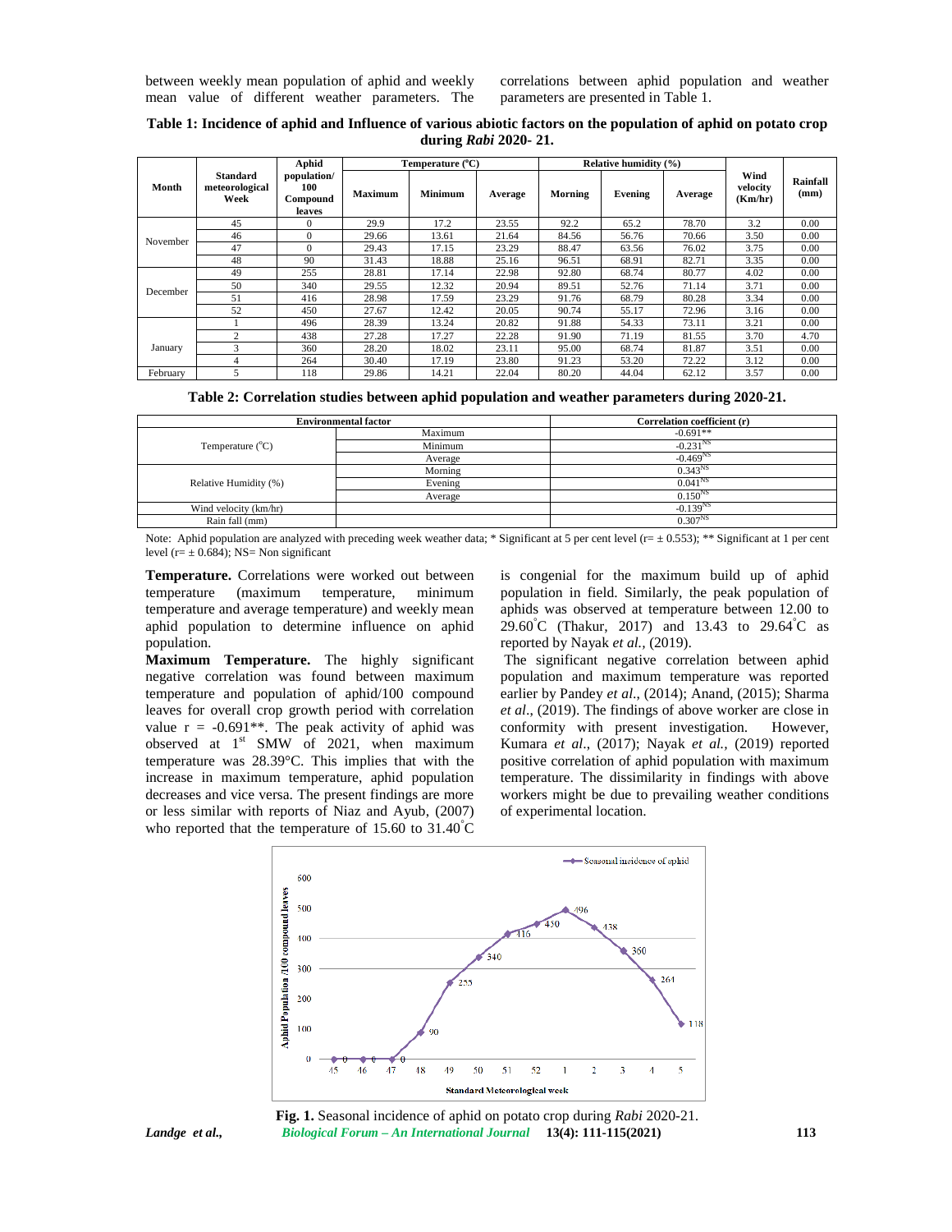between weekly mean population of aphid and weekly mean value of different weather parameters. The correlations between aphid population and weather parameters are presented in Table 1.

**Table 1: Incidence of aphid and Influence of various abiotic factors on the population of aphid on potato crop during *Rabi* 2020- 21.**

| Month | Standard meteorological Week | Aphid population/ 100 Compound leaves | Temperature (°C) | | | Relative humidity (%) | | | Wind velocity (Km/hr) | Rainfall (mm) |
|---|---|---|---|---|---|---|---|---|---|---|
| | | | Maximum | Minimum | Average | Morning | Evening | Average | | |
| November | 45 | 0 | 29.9 | 17.2 | 23.55 | 92.2 | 65.2 | 78.70 | 3.2 | 0.00 |
| | 46 | 0 | 29.66 | 13.61 | 21.64 | 84.56 | 56.76 | 70.66 | 3.50 | 0.00 |
| | 47 | 0 | 29.43 | 17.15 | 23.29 | 88.47 | 63.56 | 76.02 | 3.75 | 0.00 |
| | 48 | 90 | 31.43 | 18.88 | 25.16 | 96.51 | 68.91 | 82.71 | 3.35 | 0.00 |
| December | 49 | 255 | 28.81 | 17.14 | 22.98 | 92.80 | 68.74 | 80.77 | 4.02 | 0.00 |
| | 50 | 340 | 29.55 | 12.32 | 20.94 | 89.51 | 52.76 | 71.14 | 3.71 | 0.00 |
| | 51 | 416 | 28.98 | 17.59 | 23.29 | 91.76 | 68.79 | 80.28 | 3.34 | 0.00 |
| | 52 | 450 | 27.67 | 12.42 | 20.05 | 90.74 | 55.17 | 72.96 | 3.16 | 0.00 |
| January | 1 | 496 | 28.39 | 13.24 | 20.82 | 91.88 | 54.33 | 73.11 | 3.21 | 0.00 |
| | 2 | 438 | 27.28 | 17.27 | 22.28 | 91.90 | 71.19 | 81.55 | 3.70 | 4.70 |
| | 3 | 360 | 28.20 | 18.02 | 23.11 | 95.00 | 68.74 | 81.87 | 3.51 | 0.00 |
| | 4 | 264 | 30.40 | 17.19 | 23.80 | 91.23 | 53.20 | 72.22 | 3.12 | 0.00 |
| February | 5 | 118 | 29.86 | 14.21 | 22.04 | 80.20 | 44.04 | 62.12 | 3.57 | 0.00 |

**Table 2: Correlation studies between aphid population and weather parameters during 2020-21.**

| Environmental factor | | Correlation coefficient (r) |
|---|---|---|
| Temperature (°C) | Maximum | -0.691** |
| | Minimum | $-0.231^{NS}$ |
| | Average | $-0.469^{NS}$ |
| Relative Humidity (%) | Morning | $0.343^{NS}$ |
| | Evening | $0.041^{NS}$ |
| | Average | $0.150^{NS}$ |
| Wind velocity (km/hr) | | $-0.139^{NS}$ |
| Rain fall (mm) | | $0.307^{NS}$ |

Note: Aphid population are analyzed with preceding week weather data; * Significant at 5 per cent level (r= ± 0.553); ** Significant at 1 per cent level (r= ± 0.684); NS= Non significant

**Temperature.** Correlations were worked out between temperature (maximum temperature, minimum temperature and average temperature) and weekly mean aphid population to determine influence on aphid population.

**Maximum Temperature.** The highly significant negative correlation was found between maximum temperature and population of aphid/100 compound leaves for overall crop growth period with correlation value r = -0.691**. The peak activity of aphid was observed at 1st SMW of 2021, when maximum temperature was 28.39°C. This implies that with the increase in maximum temperature, aphid population decreases and vice versa. The present findings are more or less similar with reports of Niaz and Ayub, (2007) who reported that the temperature of 15.60 to 31.40°C is congenial for the maximum build up of aphid population in field. Similarly, the peak population of aphids was observed at temperature between 12.00 to 29.60°C (Thakur, 2017) and 13.43 to 29.64°C as reported by Nayak *et al.*, (2019).

The significant negative correlation between aphid population and maximum temperature was reported earlier by Pandey *et al*., (2014); Anand, (2015); Sharma *et al*., (2019). The findings of above worker are close in conformity with present investigation. However, Kumara *et al*., (2017); Nayak *et al.*, (2019) reported positive correlation of aphid population with maximum temperature. The dissimilarity in findings with above workers might be due to prevailing weather conditions of experimental location.

**Fig. 1.** Seasonal incidence of aphid on potato crop during *Rabi* 2020-21.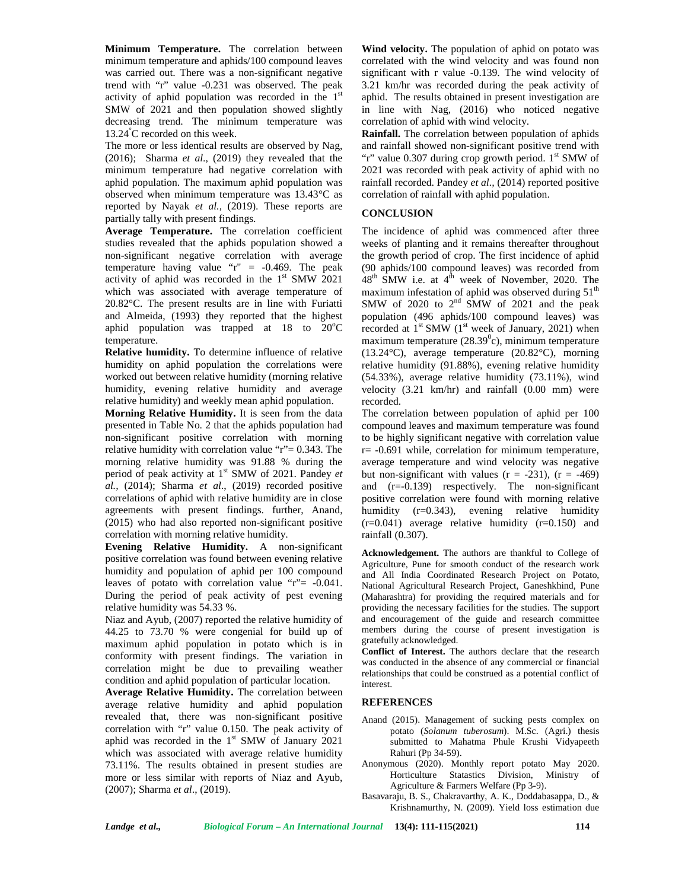**Minimum Temperature.** The correlation between minimum temperature and aphids/100 compound leaves was carried out. There was a non-significant negative trend with "r" value -0.231 was observed. The peak activity of aphid population was recorded in the 1st SMW of 2021 and then population showed slightly decreasing trend. The minimum temperature was 13.24°C recorded on this week.

The more or less identical results are observed by Nag, (2016); Sharma *et al*., (2019) they revealed that the minimum temperature had negative correlation with aphid population. The maximum aphid population was observed when minimum temperature was 13.43°C as reported by Nayak *et al.,* (2019). These reports are partially tally with present findings.

**Average Temperature.** The correlation coefficient studies revealed that the aphids population showed a non-significant negative correlation with average temperature having value "r" = -0.469. The peak activity of aphid was recorded in the 1st SMW 2021 which was associated with average temperature of 20.82°C. The present results are in line with Furiatti and Almeida, (1993) they reported that the highest aphid population was trapped at 18 to 20°C temperature.

**Relative humidity.** To determine influence of relative humidity on aphid population the correlations were worked out between relative humidity (morning relative humidity, evening relative humidity and average relative humidity) and weekly mean aphid population.

**Morning Relative Humidity.** It is seen from the data presented in Table No. 2 that the aphids population had non-significant positive correlation with morning relative humidity with correlation value "r"= 0.343. The morning relative humidity was 91.88 % during the period of peak activity at 1st SMW of 2021. Pandey *et al.,* (2014); Sharma *et al*., (2019) recorded positive correlations of aphid with relative humidity are in close agreements with present findings. further, Anand, (2015) who had also reported non-significant positive correlation with morning relative humidity.

**Evening Relative Humidity.** A non-significant positive correlation was found between evening relative humidity and population of aphid per 100 compound leaves of potato with correlation value "r"= -0.041. During the period of peak activity of pest evening relative humidity was 54.33 %.

Niaz and Ayub, (2007) reported the relative humidity of 44.25 to 73.70 % were congenial for build up of maximum aphid population in potato which is in conformity with present findings. The variation in correlation might be due to prevailing weather condition and aphid population of particular location.

**Average Relative Humidity.** The correlation between average relative humidity and aphid population revealed that, there was non-significant positive correlation with "r" value 0.150. The peak activity of aphid was recorded in the 1st SMW of January 2021 which was associated with average relative humidity 73.11%. The results obtained in present studies are more or less similar with reports of Niaz and Ayub, (2007); Sharma *et al*., (2019).

**Wind velocity.** The population of aphid on potato was correlated with the wind velocity and was found non significant with r value -0.139. The wind velocity of 3.21 km/hr was recorded during the peak activity of aphid. The results obtained in present investigation are in line with Nag, (2016) who noticed negative correlation of aphid with wind velocity.

**Rainfall.** The correlation between population of aphids and rainfall showed non-significant positive trend with "r" value 0.307 during crop growth period. 1st SMW of 2021 was recorded with peak activity of aphid with no rainfall recorded. Pandey *et al*., (2014) reported positive correlation of rainfall with aphid population.

## CONCLUSION

The incidence of aphid was commenced after three weeks of planting and it remains thereafter throughout the growth period of crop. The first incidence of aphid (90 aphids/100 compound leaves) was recorded from 48th SMW i.e. at 4th week of November, 2020. The maximum infestation of aphid was observed during 51st SMW of 2020 to 2nd SMW of 2021 and the peak population (496 aphids/100 compound leaves) was recorded at 1st SMW (1st week of January, 2021) when maximum temperature (28.39°c), minimum temperature (13.24°C), average temperature (20.82°C), morning relative humidity (91.88%), evening relative humidity (54.33%), average relative humidity (73.11%), wind velocity (3.21 km/hr) and rainfall (0.00 mm) were recorded.

The correlation between population of aphid per 100 compound leaves and maximum temperature was found to be highly significant negative with correlation value r= -0.691 while, correlation for minimum temperature, average temperature and wind velocity was negative but non-significant with values (r = -231), (r = -469) and (r=-0.139) respectively. The non-significant positive correlation were found with morning relative humidity (r=0.343), evening relative humidity (r=0.041) average relative humidity (r=0.150) and rainfall (0.307).

**Acknowledgement.** The authors are thankful to College of Agriculture, Pune for smooth conduct of the research work and All India Coordinated Research Project on Potato, National Agricultural Research Project, Ganeshkhind, Pune (Maharashtra) for providing the required materials and for providing the necessary facilities for the studies. The support and encouragement of the guide and research committee members during the course of present investigation is gratefully acknowledged.

**Conflict of Interest.** The authors declare that the research was conducted in the absence of any commercial or financial relationships that could be construed as a potential conflict of interest.

## REFERENCES

Anand (2015). Management of sucking pests complex on potato (*Solanum tuberosum*). M.Sc. (Agri.) thesis submitted to Mahatma Phule Krushi Vidyapeeth Rahuri (Pp 34-59).

Anonymous (2020). Monthly report potato May 2020. Horticulture Statastics Division, Ministry of Agriculture & Farmers Welfare (Pp 3-9).

Basavaraju, B. S., Chakravarthy, A. K., Doddabasappa, D., & Krishnamurthy, N. (2009). Yield loss estimation due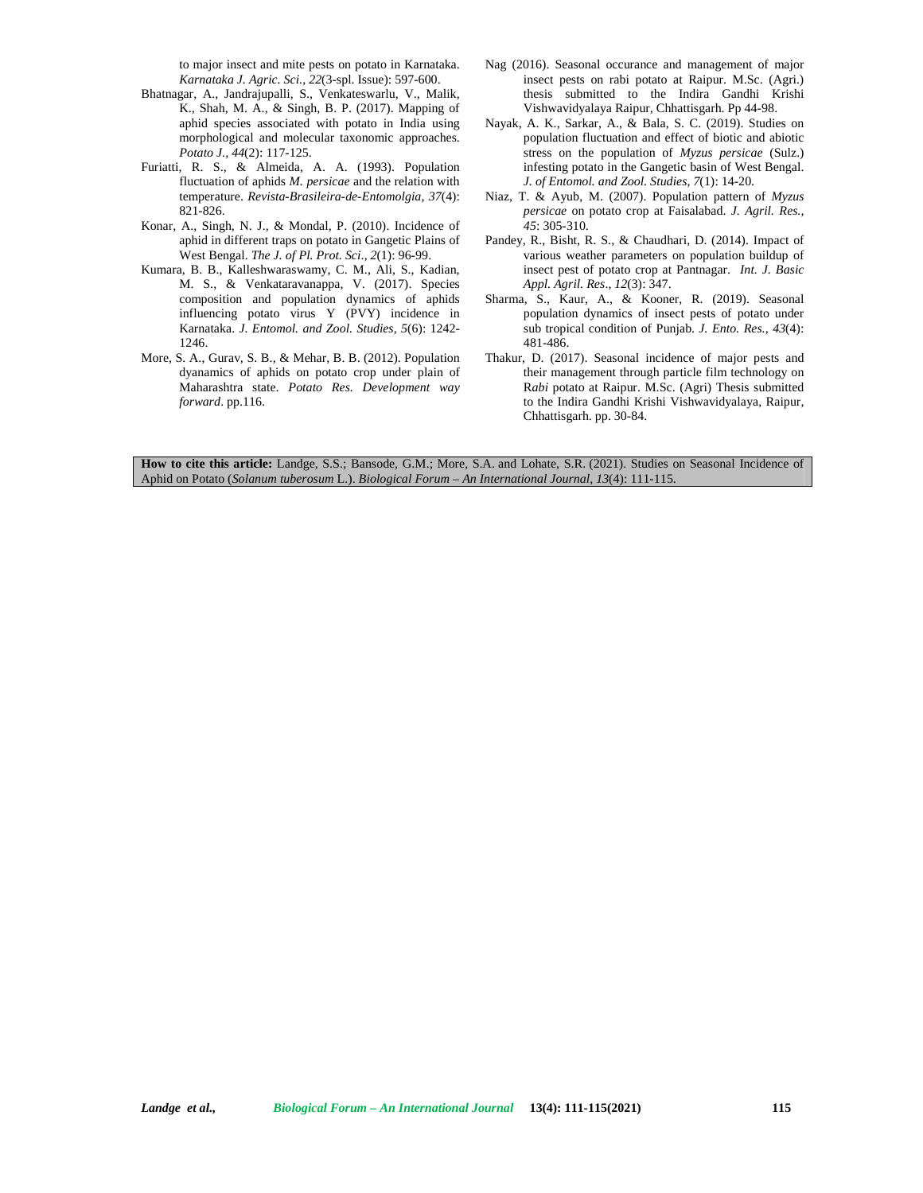to major insect and mite pests on potato in Karnataka. *Karnataka J. Agric. Sci., 22*(3-spl. Issue): 597-600.

Bhatnagar, A., Jandrajupalli, S., Venkateswarlu, V., Malik, K., Shah, M. A., & Singh, B. P. (2017). Mapping of aphid species associated with potato in India using morphological and molecular taxonomic approaches. *Potato J., 44*(2): 117-125.

Furiatti, R. S., & Almeida, A. A. (1993). Population fluctuation of aphids *M. persicae* and the relation with temperature. *Revista-Brasileira-de-Entomolgia, 37*(4): 821-826.

Konar, A., Singh, N. J., & Mondal, P. (2010). Incidence of aphid in different traps on potato in Gangetic Plains of West Bengal. *The J. of Pl. Prot. Sci., 2*(1): 96-99.

Kumara, B. B., Kalleshwaraswamy, C. M., Ali, S., Kadian, M. S., & Venkataravanappa, V. (2017). Species composition and population dynamics of aphids influencing potato virus Y (PVY) incidence in Karnataka. *J. Entomol. and Zool. Studies, 5*(6): 1242-1246.

More, S. A., Gurav, S. B., & Mehar, B. B. (2012). Population dyanamics of aphids on potato crop under plain of Maharashtra state. *Potato Res. Development way forward*. pp.116.

Nag (2016). Seasonal occurance and management of major insect pests on rabi potato at Raipur. M.Sc. (Agri.) thesis submitted to the Indira Gandhi Krishi Vishwavidyalaya Raipur, Chhattisgarh. Pp 44-98.

Nayak, A. K., Sarkar, A., & Bala, S. C. (2019). Studies on population fluctuation and effect of biotic and abiotic stress on the population of *Myzus persicae* (Sulz.) infesting potato in the Gangetic basin of West Bengal. *J. of Entomol. and Zool. Studies, 7*(1): 14-20.

Niaz, T. & Ayub, M. (2007). Population pattern of *Myzus persicae* on potato crop at Faisalabad. *J. Agril. Res., 45*: 305-310.

Pandey, R., Bisht, R. S., & Chaudhari, D. (2014). Impact of various weather parameters on population buildup of insect pest of potato crop at Pantnagar. *Int. J. Basic Appl. Agril. Res., 12*(3): 347.

Sharma, S., Kaur, A., & Kooner, R. (2019). Seasonal population dynamics of insect pests of potato under sub tropical condition of Punjab. *J. Ento. Res., 43*(4): 481-486.

Thakur, D. (2017). Seasonal incidence of major pests and their management through particle film technology on R*abi* potato at Raipur. M.Sc. (Agri) Thesis submitted to the Indira Gandhi Krishi Vishwavidyalaya, Raipur, Chhattisgarh. pp. 30-84.

**How to cite this article:** Landge, S.S.; Bansode, G.M.; More, S.A. and Lohate, S.R. (2021). Studies on Seasonal Incidence of Aphid on Potato (*Solanum tuberosum* L.). *Biological Forum – An International Journal, 13*(4): 111-115.